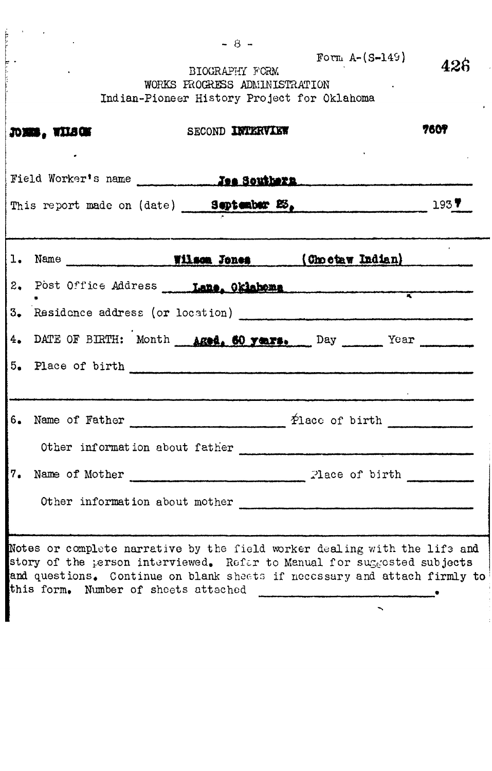Form A-(S-149)

BIOGRAPHY FORM
WORKS PROGRESS ADMINISTRATION
Indian-Pioneer History Project for Oklahoma

JONES, WILSON SECOND INTERVIEW 7607

Field Worker's name **Jas Southern**

This report made on (date) **September 23,** 193**7**

1. Name **Wilson Jones (Choctaw Indian)**
2. Post Office Address **Lane, Oklahoma**
3. Residence address (or location) 
4. DATE OF BIRTH: Month **Aged, 60 years.** Day ______ Year ______
5. Place of birth 
6. Name of Father ______ Place of birth ______

   Other information about father 
7. Name of Mother ______ Place of birth ______

   Other information about mother 

Notes or complete narrative by the field worker dealing with the life and story of the person interviewed. Refer to Manual for suggested subjects and questions. Continue on blank sheets if necessary and attach firmly to this form. Number of sheets attached ______.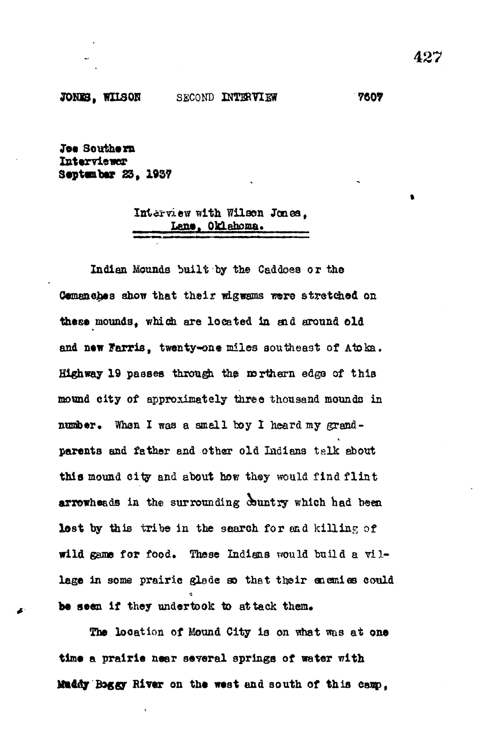JONES, WILSON SECOND INTERVIEW 7607

Joe Southern
Interviewer
September 23, 1937

Interview with Wilson Jones,
Lane, Oklahoma.

Indian Mounds built by the Caddoes or the Comanches show that their wigwams were stretched on these mounds, which are located in and around old and new Farris, twenty-one miles southeast of Atoka. Highway 19 passes through the northern edge of this mound city of approximately three thousand mounds in number. When I was a small boy I heard my grandparents and father and other old Indians talk about this mound city and about how they would find flint arrowheads in the surrounding country which had been lost by this tribe in the search for and killing of wild game for food. These Indians would build a village in some prairie glade so that their enemies could be seen if they undertook to attack them.

The location of Mound City is on what was at one time a prairie near several springs of water with Muddy Boggy River on the west and south of this camp,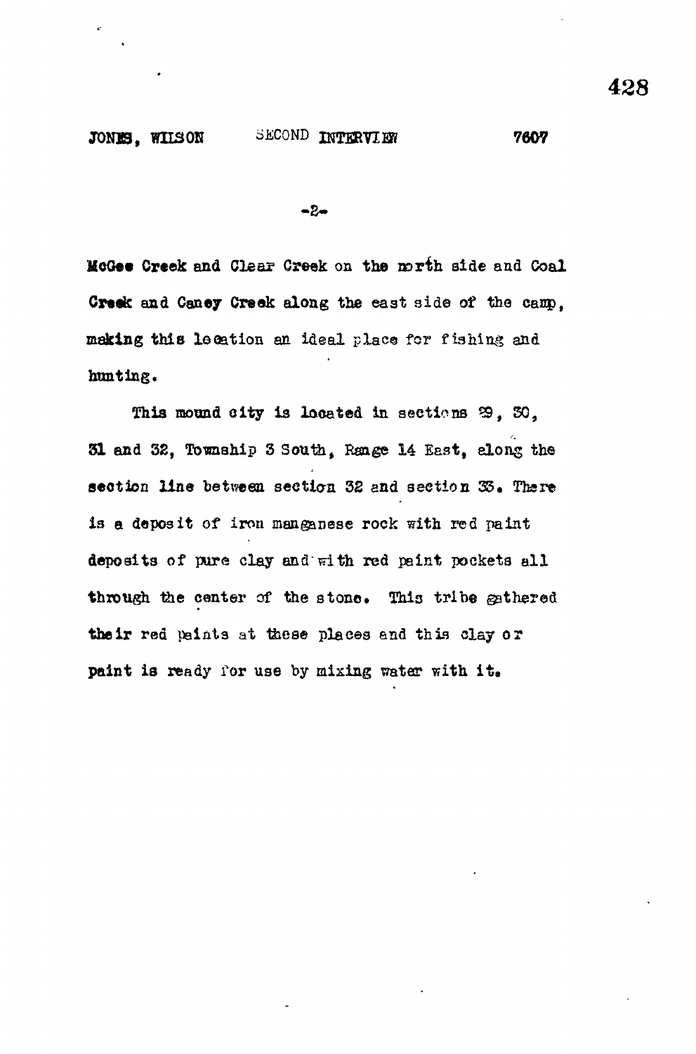McGee Creek and Clear Creek on the north side and Coal Creek and Caney Creek along the east side of the camp, making this location an ideal place for fishing and hunting.

This mound city is located in sections 29, 30, 31 and 32, Township 3 South, Range 14 East, along the section line between section 32 and section 33. There is a deposit of iron manganese rock with red paint deposits of pure clay and with red paint pockets all through the center of the stone. This tribe gathered their red paints at these places and this clay or paint is ready for use by mixing water with it.